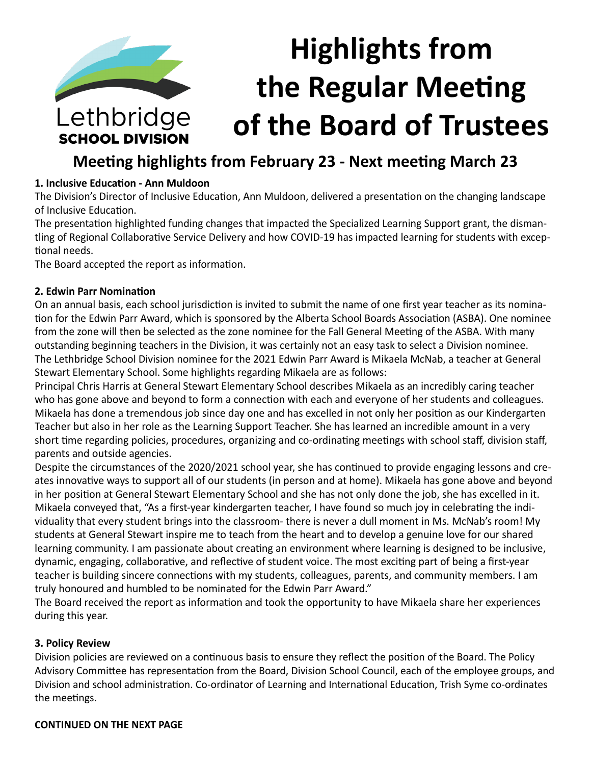Lethbridge
**SCHOOL DIVISION**

# Highlights from the Regular Meeting of the Board of Trustees

## Meeting highlights from February 23 - Next meeting March 23

### 1. Inclusive Education - Ann Muldoon

The Division's Director of Inclusive Education, Ann Muldoon, delivered a presentation on the changing landscape of Inclusive Education.

The presentation highlighted funding changes that impacted the Specialized Learning Support grant, the dismantling of Regional Collaborative Service Delivery and how COVID-19 has impacted learning for students with exceptional needs.

The Board accepted the report as information.

### 2. Edwin Parr Nomination

On an annual basis, each school jurisdiction is invited to submit the name of one first year teacher as its nomination for the Edwin Parr Award, which is sponsored by the Alberta School Boards Association (ASBA). One nominee from the zone will then be selected as the zone nominee for the Fall General Meeting of the ASBA. With many outstanding beginning teachers in the Division, it was certainly not an easy task to select a Division nominee.

The Lethbridge School Division nominee for the 2021 Edwin Parr Award is Mikaela McNab, a teacher at General Stewart Elementary School. Some highlights regarding Mikaela are as follows:

Principal Chris Harris at General Stewart Elementary School describes Mikaela as an incredibly caring teacher who has gone above and beyond to form a connection with each and everyone of her students and colleagues. Mikaela has done a tremendous job since day one and has excelled in not only her position as our Kindergarten Teacher but also in her role as the Learning Support Teacher. She has learned an incredible amount in a very short time regarding policies, procedures, organizing and co-ordinating meetings with school staff, division staff, parents and outside agencies.

Despite the circumstances of the 2020/2021 school year, she has continued to provide engaging lessons and creates innovative ways to support all of our students (in person and at home). Mikaela has gone above and beyond in her position at General Stewart Elementary School and she has not only done the job, she has excelled in it.

Mikaela conveyed that, "As a first-year kindergarten teacher, I have found so much joy in celebrating the individuality that every student brings into the classroom- there is never a dull moment in Ms. McNab's room! My students at General Stewart inspire me to teach from the heart and to develop a genuine love for our shared learning community. I am passionate about creating an environment where learning is designed to be inclusive, dynamic, engaging, collaborative, and reflective of student voice. The most exciting part of being a first-year teacher is building sincere connections with my students, colleagues, parents, and community members. I am truly honoured and humbled to be nominated for the Edwin Parr Award."

The Board received the report as information and took the opportunity to have Mikaela share her experiences during this year.

### 3. Policy Review

Division policies are reviewed on a continuous basis to ensure they reflect the position of the Board. The Policy Advisory Committee has representation from the Board, Division School Council, each of the employee groups, and Division and school administration. Co-ordinator of Learning and International Education, Trish Syme co-ordinates the meetings.

**CONTINUED ON THE NEXT PAGE**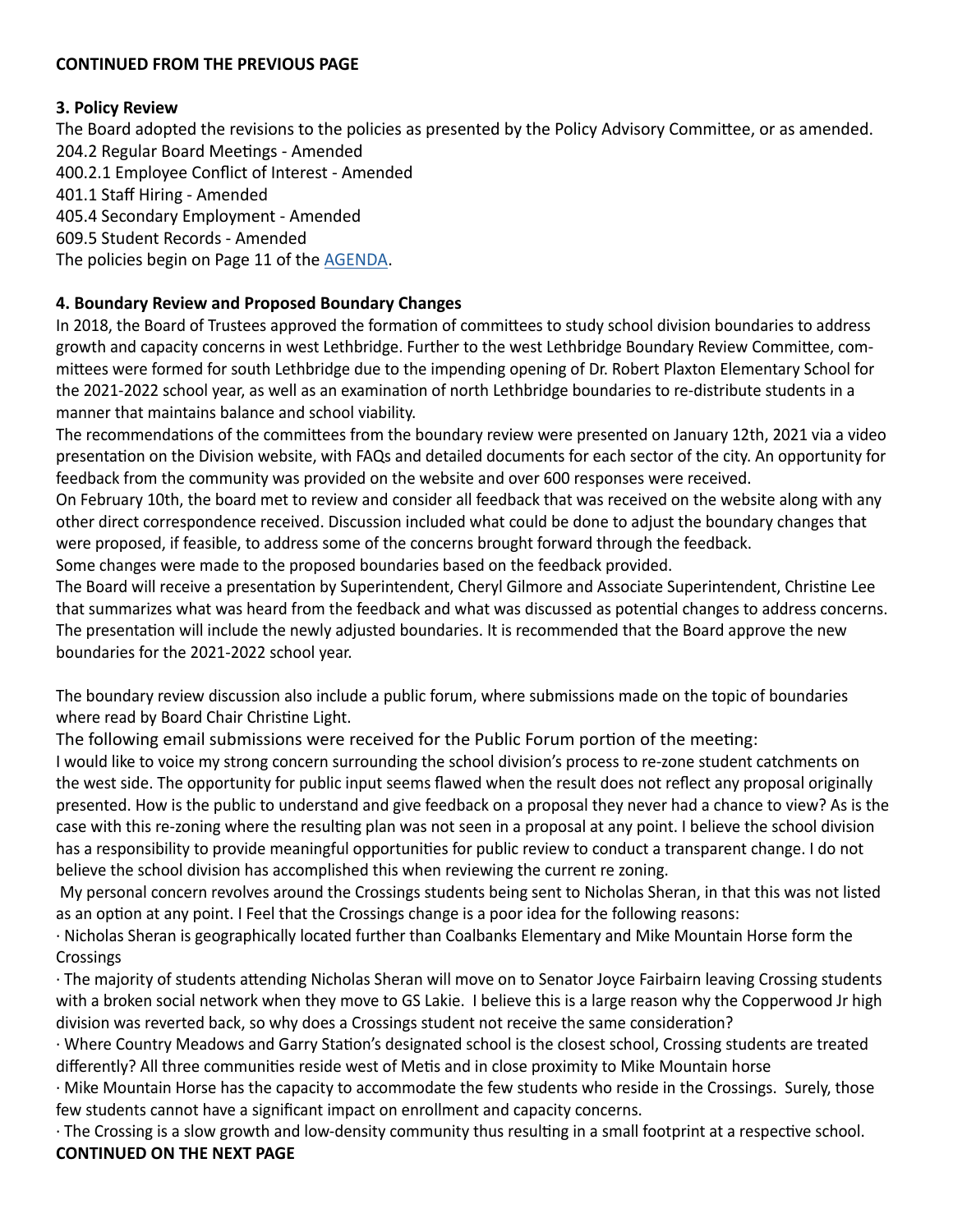**CONTINUED FROM THE PREVIOUS PAGE**

**3. Policy Review**

The Board adopted the revisions to the policies as presented by the Policy Advisory Committee, or as amended.
204.2 Regular Board Meetings - Amended
400.2.1 Employee Conflict of Interest - Amended
401.1 Staff Hiring - Amended
405.4 Secondary Employment - Amended
609.5 Student Records - Amended
The policies begin on Page 11 of the AGENDA.

**4. Boundary Review and Proposed Boundary Changes**

In 2018, the Board of Trustees approved the formation of committees to study school division boundaries to address growth and capacity concerns in west Lethbridge. Further to the west Lethbridge Boundary Review Committee, committees were formed for south Lethbridge due to the impending opening of Dr. Robert Plaxton Elementary School for the 2021-2022 school year, as well as an examination of north Lethbridge boundaries to re-distribute students in a manner that maintains balance and school viability.

The recommendations of the committees from the boundary review were presented on January 12th, 2021 via a video presentation on the Division website, with FAQs and detailed documents for each sector of the city. An opportunity for feedback from the community was provided on the website and over 600 responses were received.

On February 10th, the board met to review and consider all feedback that was received on the website along with any other direct correspondence received. Discussion included what could be done to adjust the boundary changes that were proposed, if feasible, to address some of the concerns brought forward through the feedback.

Some changes were made to the proposed boundaries based on the feedback provided.

The Board will receive a presentation by Superintendent, Cheryl Gilmore and Associate Superintendent, Christine Lee that summarizes what was heard from the feedback and what was discussed as potential changes to address concerns. The presentation will include the newly adjusted boundaries. It is recommended that the Board approve the new boundaries for the 2021-2022 school year.

The boundary review discussion also include a public forum, where submissions made on the topic of boundaries where read by Board Chair Christine Light.

The following email submissions were received for the Public Forum portion of the meeting:

I would like to voice my strong concern surrounding the school division's process to re-zone student catchments on the west side. The opportunity for public input seems flawed when the result does not reflect any proposal originally presented. How is the public to understand and give feedback on a proposal they never had a chance to view? As is the case with this re-zoning where the resulting plan was not seen in a proposal at any point. I believe the school division has a responsibility to provide meaningful opportunities for public review to conduct a transparent change. I do not believe the school division has accomplished this when reviewing the current re zoning.

My personal concern revolves around the Crossings students being sent to Nicholas Sheran, in that this was not listed as an option at any point. I Feel that the Crossings change is a poor idea for the following reasons:

· Nicholas Sheran is geographically located further than Coalbanks Elementary and Mike Mountain Horse form the Crossings

· The majority of students attending Nicholas Sheran will move on to Senator Joyce Fairbairn leaving Crossing students with a broken social network when they move to GS Lakie. I believe this is a large reason why the Copperwood Jr high division was reverted back, so why does a Crossings student not receive the same consideration?

· Where Country Meadows and Garry Station's designated school is the closest school, Crossing students are treated differently? All three communities reside west of Metis and in close proximity to Mike Mountain horse

· Mike Mountain Horse has the capacity to accommodate the few students who reside in the Crossings. Surely, those few students cannot have a significant impact on enrollment and capacity concerns.

· The Crossing is a slow growth and low-density community thus resulting in a small footprint at a respective school.

**CONTINUED ON THE NEXT PAGE**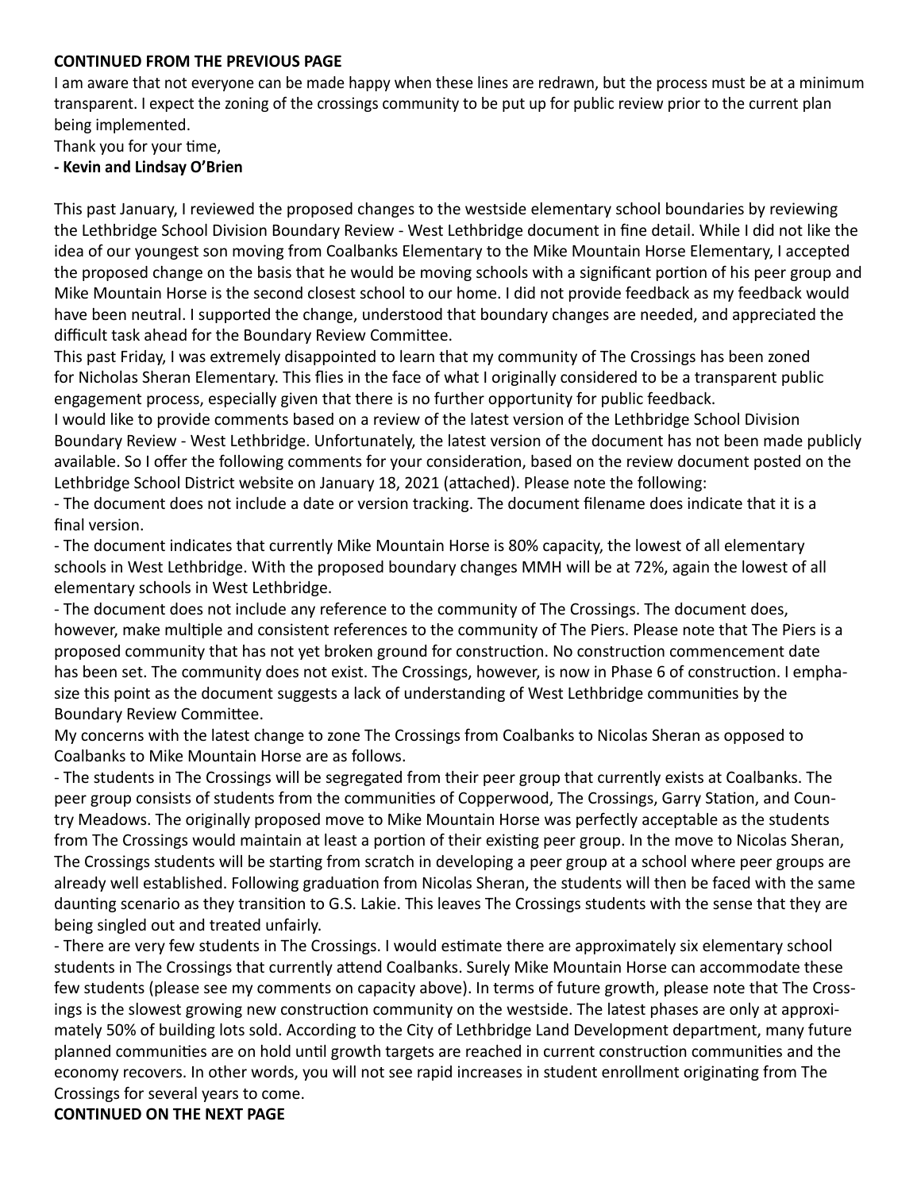**CONTINUED FROM THE PREVIOUS PAGE**

I am aware that not everyone can be made happy when these lines are redrawn, but the process must be at a minimum transparent. I expect the zoning of the crossings community to be put up for public review prior to the current plan being implemented.

Thank you for your time,

**- Kevin and Lindsay O'Brien**

This past January, I reviewed the proposed changes to the westside elementary school boundaries by reviewing the Lethbridge School Division Boundary Review - West Lethbridge document in fine detail. While I did not like the idea of our youngest son moving from Coalbanks Elementary to the Mike Mountain Horse Elementary, I accepted the proposed change on the basis that he would be moving schools with a significant portion of his peer group and Mike Mountain Horse is the second closest school to our home. I did not provide feedback as my feedback would have been neutral. I supported the change, understood that boundary changes are needed, and appreciated the difficult task ahead for the Boundary Review Committee.

This past Friday, I was extremely disappointed to learn that my community of The Crossings has been zoned for Nicholas Sheran Elementary. This flies in the face of what I originally considered to be a transparent public engagement process, especially given that there is no further opportunity for public feedback.

I would like to provide comments based on a review of the latest version of the Lethbridge School Division Boundary Review - West Lethbridge. Unfortunately, the latest version of the document has not been made publicly available. So I offer the following comments for your consideration, based on the review document posted on the Lethbridge School District website on January 18, 2021 (attached). Please note the following:

- The document does not include a date or version tracking. The document filename does indicate that it is a final version.
- The document indicates that currently Mike Mountain Horse is 80% capacity, the lowest of all elementary schools in West Lethbridge. With the proposed boundary changes MMH will be at 72%, again the lowest of all elementary schools in West Lethbridge.
- The document does not include any reference to the community of The Crossings. The document does, however, make multiple and consistent references to the community of The Piers. Please note that The Piers is a proposed community that has not yet broken ground for construction. No construction commencement date has been set. The community does not exist. The Crossings, however, is now in Phase 6 of construction. I emphasize this point as the document suggests a lack of understanding of West Lethbridge communities by the Boundary Review Committee.

My concerns with the latest change to zone The Crossings from Coalbanks to Nicolas Sheran as opposed to Coalbanks to Mike Mountain Horse are as follows.

- The students in The Crossings will be segregated from their peer group that currently exists at Coalbanks. The peer group consists of students from the communities of Copperwood, The Crossings, Garry Station, and Country Meadows. The originally proposed move to Mike Mountain Horse was perfectly acceptable as the students from The Crossings would maintain at least a portion of their existing peer group. In the move to Nicolas Sheran, The Crossings students will be starting from scratch in developing a peer group at a school where peer groups are already well established. Following graduation from Nicolas Sheran, the students will then be faced with the same daunting scenario as they transition to G.S. Lakie. This leaves The Crossings students with the sense that they are being singled out and treated unfairly.
- There are very few students in The Crossings. I would estimate there are approximately six elementary school students in The Crossings that currently attend Coalbanks. Surely Mike Mountain Horse can accommodate these few students (please see my comments on capacity above). In terms of future growth, please note that The Crossings is the slowest growing new construction community on the westside. The latest phases are only at approximately 50% of building lots sold. According to the City of Lethbridge Land Development department, many future planned communities are on hold until growth targets are reached in current construction communities and the economy recovers. In other words, you will not see rapid increases in student enrollment originating from The Crossings for several years to come.

**CONTINUED ON THE NEXT PAGE**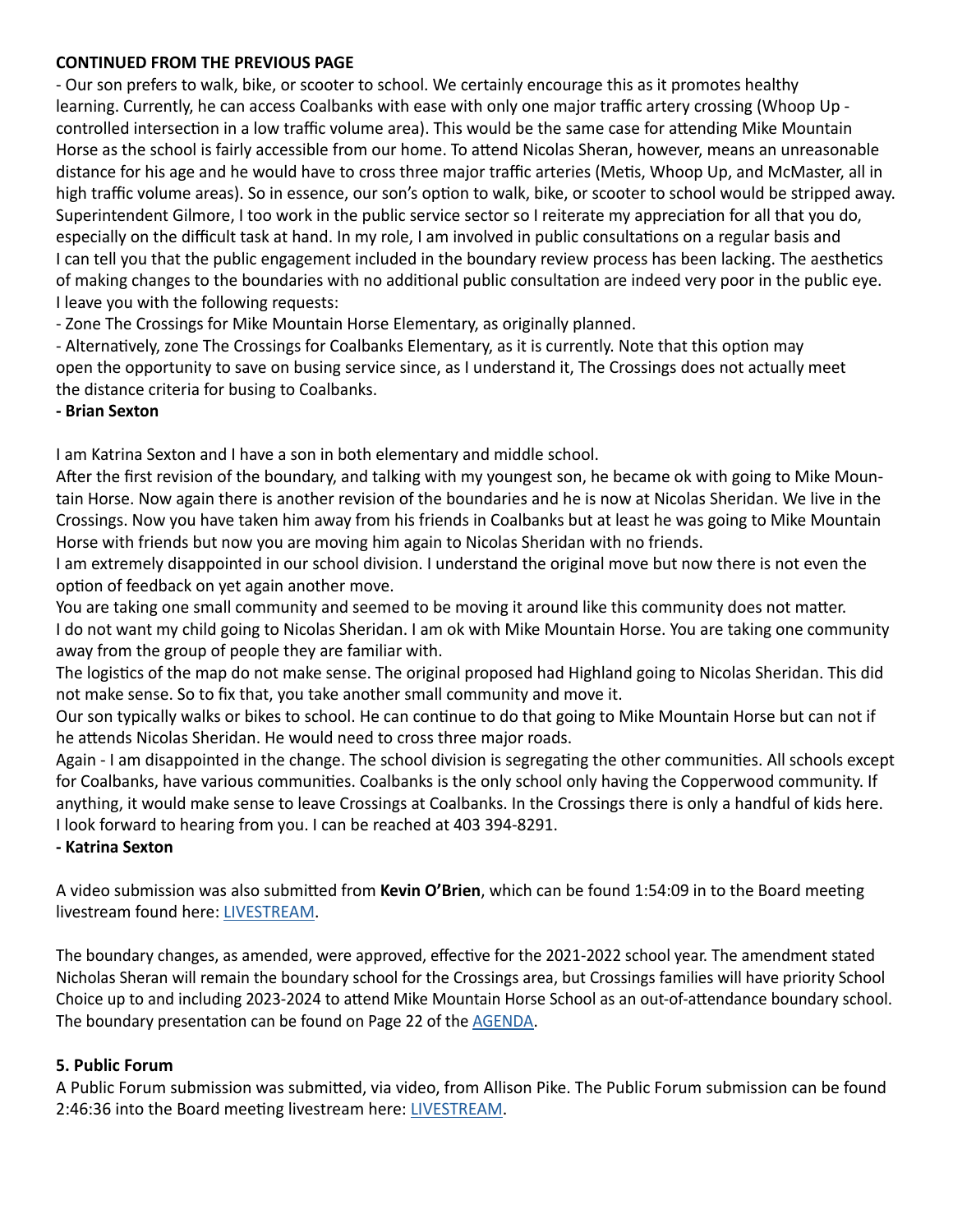**CONTINUED FROM THE PREVIOUS PAGE**

- Our son prefers to walk, bike, or scooter to school. We certainly encourage this as it promotes healthy learning. Currently, he can access Coalbanks with ease with only one major traffic artery crossing (Whoop Up - controlled intersection in a low traffic volume area). This would be the same case for attending Mike Mountain Horse as the school is fairly accessible from our home. To attend Nicolas Sheran, however, means an unreasonable distance for his age and he would have to cross three major traffic arteries (Metis, Whoop Up, and McMaster, all in high traffic volume areas). So in essence, our son's option to walk, bike, or scooter to school would be stripped away.

Superintendent Gilmore, I too work in the public service sector so I reiterate my appreciation for all that you do, especially on the difficult task at hand. In my role, I am involved in public consultations on a regular basis and I can tell you that the public engagement included in the boundary review process has been lacking. The aesthetics of making changes to the boundaries with no additional public consultation are indeed very poor in the public eye. I leave you with the following requests:

- Zone The Crossings for Mike Mountain Horse Elementary, as originally planned.
- Alternatively, zone The Crossings for Coalbanks Elementary, as it is currently. Note that this option may open the opportunity to save on busing service since, as I understand it, The Crossings does not actually meet the distance criteria for busing to Coalbanks.

**- Brian Sexton**

I am Katrina Sexton and I have a son in both elementary and middle school.

After the first revision of the boundary, and talking with my youngest son, he became ok with going to Mike Mountain Horse. Now again there is another revision of the boundaries and he is now at Nicolas Sheridan. We live in the Crossings. Now you have taken him away from his friends in Coalbanks but at least he was going to Mike Mountain Horse with friends but now you are moving him again to Nicolas Sheridan with no friends.

I am extremely disappointed in our school division. I understand the original move but now there is not even the option of feedback on yet again another move.

You are taking one small community and seemed to be moving it around like this community does not matter.

I do not want my child going to Nicolas Sheridan. I am ok with Mike Mountain Horse. You are taking one community away from the group of people they are familiar with.

The logistics of the map do not make sense. The original proposed had Highland going to Nicolas Sheridan. This did not make sense. So to fix that, you take another small community and move it.

Our son typically walks or bikes to school. He can continue to do that going to Mike Mountain Horse but can not if he attends Nicolas Sheridan. He would need to cross three major roads.

Again - I am disappointed in the change. The school division is segregating the other communities. All schools except for Coalbanks, have various communities. Coalbanks is the only school only having the Copperwood community. If anything, it would make sense to leave Crossings at Coalbanks. In the Crossings there is only a handful of kids here.

I look forward to hearing from you. I can be reached at 403 394-8291.

**- Katrina Sexton**

A video submission was also submitted from **Kevin O'Brien**, which can be found 1:54:09 in to the Board meeting livestream found here: LIVESTREAM.

The boundary changes, as amended, were approved, effective for the 2021-2022 school year. The amendment stated Nicholas Sheran will remain the boundary school for the Crossings area, but Crossings families will have priority School Choice up to and including 2023-2024 to attend Mike Mountain Horse School as an out-of-attendance boundary school. The boundary presentation can be found on Page 22 of the AGENDA.

### 5. Public Forum

A Public Forum submission was submitted, via video, from Allison Pike. The Public Forum submission can be found 2:46:36 into the Board meeting livestream here: LIVESTREAM.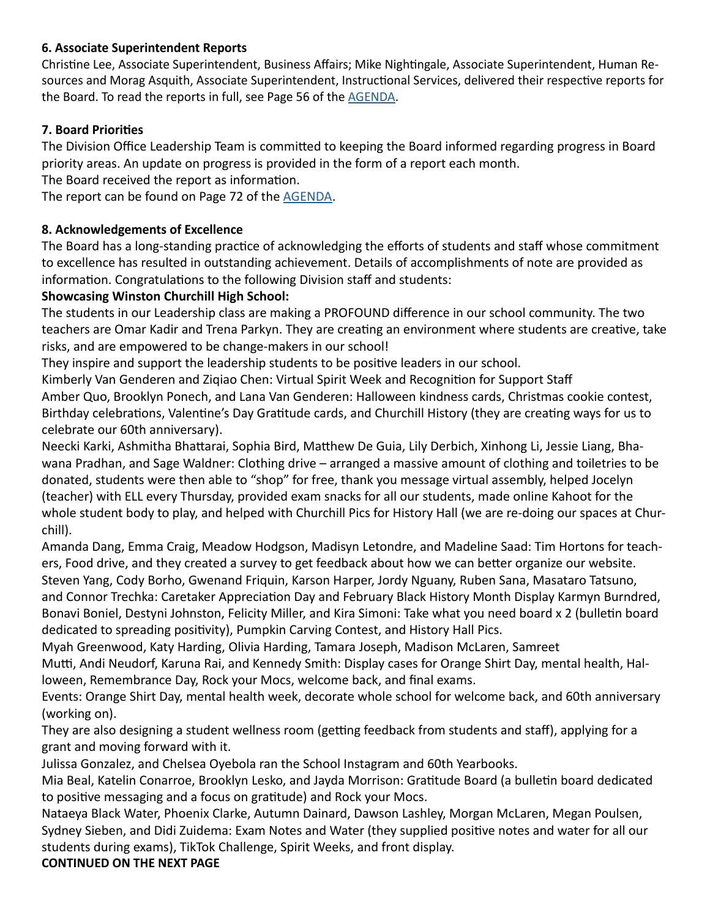**6. Associate Superintendent Reports**

Christine Lee, Associate Superintendent, Business Affairs; Mike Nightingale, Associate Superintendent, Human Resources and Morag Asquith, Associate Superintendent, Instructional Services, delivered their respective reports for the Board. To read the reports in full, see Page 56 of the AGENDA.

**7. Board Priorities**

The Division Office Leadership Team is committed to keeping the Board informed regarding progress in Board priority areas. An update on progress is provided in the form of a report each month.

The Board received the report as information.

The report can be found on Page 72 of the AGENDA.

**8. Acknowledgements of Excellence**

The Board has a long-standing practice of acknowledging the efforts of students and staff whose commitment to excellence has resulted in outstanding achievement. Details of accomplishments of note are provided as information. Congratulations to the following Division staff and students:

**Showcasing Winston Churchill High School:**

The students in our Leadership class are making a PROFOUND difference in our school community. The two teachers are Omar Kadir and Trena Parkyn. They are creating an environment where students are creative, take risks, and are empowered to be change-makers in our school!

They inspire and support the leadership students to be positive leaders in our school.

Kimberly Van Genderen and Ziqiao Chen: Virtual Spirit Week and Recognition for Support Staff

Amber Quo, Brooklyn Ponech, and Lana Van Genderen: Halloween kindness cards, Christmas cookie contest, Birthday celebrations, Valentine's Day Gratitude cards, and Churchill History (they are creating ways for us to celebrate our 60th anniversary).

Neecki Karki, Ashmitha Bhattarai, Sophia Bird, Matthew De Guia, Lily Derbich, Xinhong Li, Jessie Liang, Bhawana Pradhan, and Sage Waldner: Clothing drive – arranged a massive amount of clothing and toiletries to be donated, students were then able to "shop" for free, thank you message virtual assembly, helped Jocelyn (teacher) with ELL every Thursday, provided exam snacks for all our students, made online Kahoot for the whole student body to play, and helped with Churchill Pics for History Hall (we are re-doing our spaces at Churchill).

Amanda Dang, Emma Craig, Meadow Hodgson, Madisyn Letondre, and Madeline Saad: Tim Hortons for teachers, Food drive, and they created a survey to get feedback about how we can better organize our website.

Steven Yang, Cody Borho, Gwenand Friquin, Karson Harper, Jordy Nguany, Ruben Sana, Masataro Tatsuno, and Connor Trechka: Caretaker Appreciation Day and February Black History Month Display Karmyn Burndred, Bonavi Boniel, Destyni Johnston, Felicity Miller, and Kira Simoni: Take what you need board x 2 (bulletin board dedicated to spreading positivity), Pumpkin Carving Contest, and History Hall Pics.

Myah Greenwood, Katy Harding, Olivia Harding, Tamara Joseph, Madison McLaren, Samreet Mutti, Andi Neudorf, Karuna Rai, and Kennedy Smith: Display cases for Orange Shirt Day, mental health, Halloween, Remembrance Day, Rock your Mocs, welcome back, and final exams.

Events: Orange Shirt Day, mental health week, decorate whole school for welcome back, and 60th anniversary (working on).

They are also designing a student wellness room (getting feedback from students and staff), applying for a grant and moving forward with it.

Julissa Gonzalez, and Chelsea Oyebola ran the School Instagram and 60th Yearbooks.

Mia Beal, Katelin Conarroe, Brooklyn Lesko, and Jayda Morrison: Gratitude Board (a bulletin board dedicated to positive messaging and a focus on gratitude) and Rock your Mocs.

Nataeya Black Water, Phoenix Clarke, Autumn Dainard, Dawson Lashley, Morgan McLaren, Megan Poulsen, Sydney Sieben, and Didi Zuidema: Exam Notes and Water (they supplied positive notes and water for all our students during exams), TikTok Challenge, Spirit Weeks, and front display.

**CONTINUED ON THE NEXT PAGE**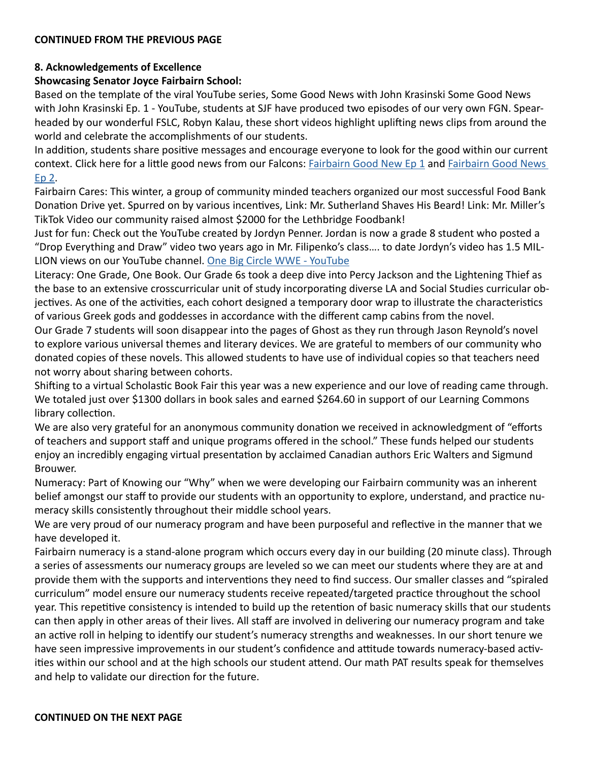**CONTINUED FROM THE PREVIOUS PAGE**

**8. Acknowledgements of Excellence**

**Showcasing Senator Joyce Fairbairn School:**

Based on the template of the viral YouTube series, Some Good News with John Krasinski Some Good News with John Krasinski Ep. 1 - YouTube, students at SJF have produced two episodes of our very own FGN. Spear-headed by our wonderful FSLC, Robyn Kalau, these short videos highlight uplifting news clips from around the world and celebrate the accomplishments of our students.

In addition, students share positive messages and encourage everyone to look for the good within our current context. Click here for a little good news from our Falcons: Fairbairn Good New Ep 1 and Fairbairn Good News Ep 2.

Fairbairn Cares: This winter, a group of community minded teachers organized our most successful Food Bank Donation Drive yet. Spurred on by various incentives, Link: Mr. Sutherland Shaves His Beard! Link: Mr. Miller's TikTok Video our community raised almost $2000 for the Lethbridge Foodbank!

Just for fun: Check out the YouTube created by Jordyn Penner. Jordan is now a grade 8 student who posted a "Drop Everything and Draw" video two years ago in Mr. Filipenko's class…. to date Jordyn's video has 1.5 MILLION views on our YouTube channel. One Big Circle WWE - YouTube

Literacy: One Grade, One Book. Our Grade 6s took a deep dive into Percy Jackson and the Lightening Thief as the base to an extensive crosscurricular unit of study incorporating diverse LA and Social Studies curricular objectives. As one of the activities, each cohort designed a temporary door wrap to illustrate the characteristics of various Greek gods and goddesses in accordance with the different camp cabins from the novel.

Our Grade 7 students will soon disappear into the pages of Ghost as they run through Jason Reynold's novel to explore various universal themes and literary devices. We are grateful to members of our community who donated copies of these novels. This allowed students to have use of individual copies so that teachers need not worry about sharing between cohorts.

Shifting to a virtual Scholastic Book Fair this year was a new experience and our love of reading came through. We totaled just over $1300 dollars in book sales and earned $264.60 in support of our Learning Commons library collection.

We are also very grateful for an anonymous community donation we received in acknowledgment of "efforts of teachers and support staff and unique programs offered in the school." These funds helped our students enjoy an incredibly engaging virtual presentation by acclaimed Canadian authors Eric Walters and Sigmund Brouwer.

Numeracy: Part of Knowing our "Why" when we were developing our Fairbairn community was an inherent belief amongst our staff to provide our students with an opportunity to explore, understand, and practice numeracy skills consistently throughout their middle school years.

We are very proud of our numeracy program and have been purposeful and reflective in the manner that we have developed it.

Fairbairn numeracy is a stand-alone program which occurs every day in our building (20 minute class). Through a series of assessments our numeracy groups are leveled so we can meet our students where they are at and provide them with the supports and interventions they need to find success. Our smaller classes and "spiraled curriculum" model ensure our numeracy students receive repeated/targeted practice throughout the school year. This repetitive consistency is intended to build up the retention of basic numeracy skills that our students can then apply in other areas of their lives. All staff are involved in delivering our numeracy program and take an active roll in helping to identify our student's numeracy strengths and weaknesses. In our short tenure we have seen impressive improvements in our student's confidence and attitude towards numeracy-based activities within our school and at the high schools our student attend. Our math PAT results speak for themselves and help to validate our direction for the future.

**CONTINUED ON THE NEXT PAGE**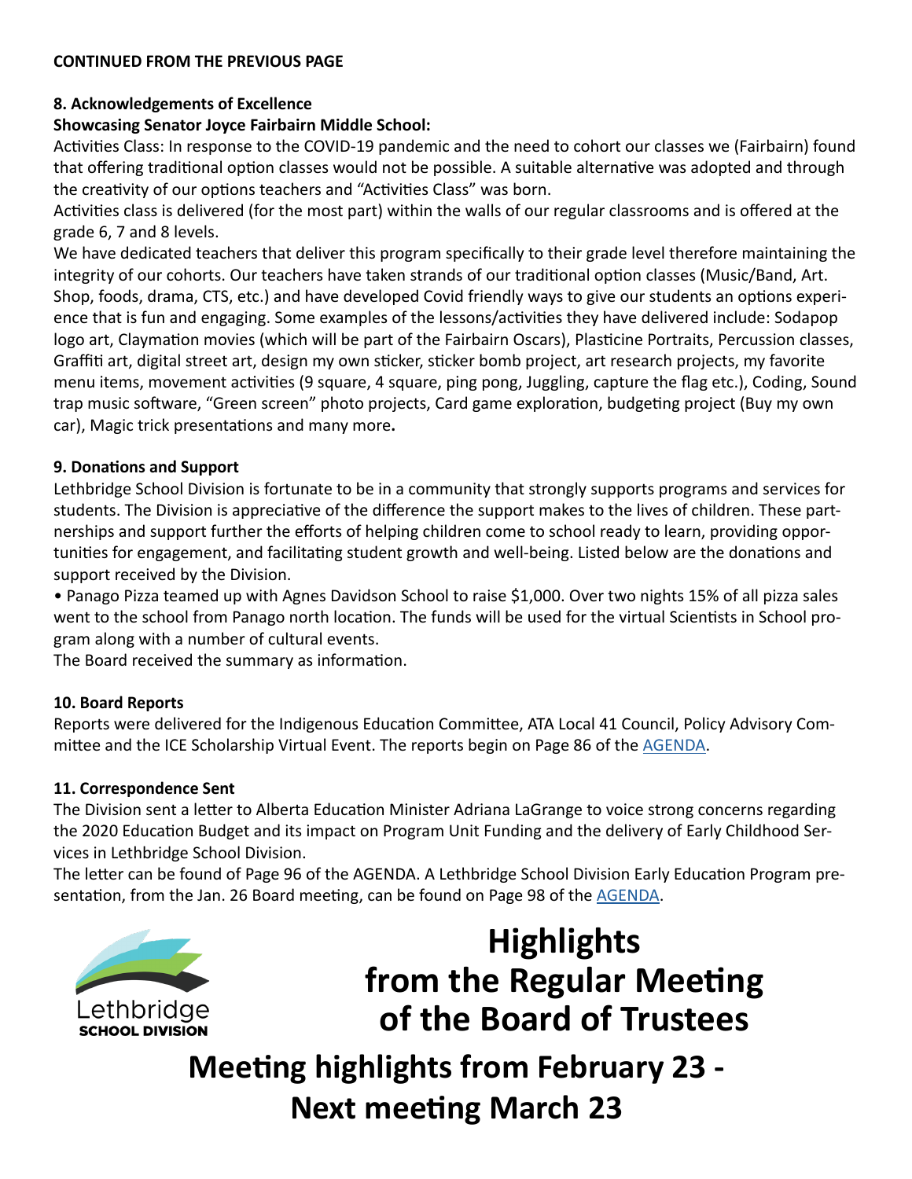**CONTINUED FROM THE PREVIOUS PAGE**

**8. Acknowledgements of Excellence**

**Showcasing Senator Joyce Fairbairn Middle School:**

Activities Class: In response to the COVID-19 pandemic and the need to cohort our classes we (Fairbairn) found that offering traditional option classes would not be possible. A suitable alternative was adopted and through the creativity of our options teachers and "Activities Class" was born.

Activities class is delivered (for the most part) within the walls of our regular classrooms and is offered at the grade 6, 7 and 8 levels.

We have dedicated teachers that deliver this program specifically to their grade level therefore maintaining the integrity of our cohorts. Our teachers have taken strands of our traditional option classes (Music/Band, Art. Shop, foods, drama, CTS, etc.) and have developed Covid friendly ways to give our students an options experience that is fun and engaging. Some examples of the lessons/activities they have delivered include: Sodapop logo art, Claymation movies (which will be part of the Fairbairn Oscars), Plasticine Portraits, Percussion classes, Graffiti art, digital street art, design my own sticker, sticker bomb project, art research projects, my favorite menu items, movement activities (9 square, 4 square, ping pong, Juggling, capture the flag etc.), Coding, Sound trap music software, "Green screen" photo projects, Card game exploration, budgeting project (Buy my own car), Magic trick presentations and many more.

**9. Donations and Support**

Lethbridge School Division is fortunate to be in a community that strongly supports programs and services for students. The Division is appreciative of the difference the support makes to the lives of children. These partnerships and support further the efforts of helping children come to school ready to learn, providing opportunities for engagement, and facilitating student growth and well-being. Listed below are the donations and support received by the Division.

- Panago Pizza teamed up with Agnes Davidson School to raise $1,000. Over two nights 15% of all pizza sales went to the school from Panago north location. The funds will be used for the virtual Scientists in School program along with a number of cultural events.

The Board received the summary as information.

**10. Board Reports**

Reports were delivered for the Indigenous Education Committee, ATA Local 41 Council, Policy Advisory Committee and the ICE Scholarship Virtual Event. The reports begin on Page 86 of the AGENDA.

**11. Correspondence Sent**

The Division sent a letter to Alberta Education Minister Adriana LaGrange to voice strong concerns regarding the 2020 Education Budget and its impact on Program Unit Funding and the delivery of Early Childhood Services in Lethbridge School Division.

The letter can be found of Page 96 of the AGENDA. A Lethbridge School Division Early Education Program presentation, from the Jan. 26 Board meeting, can be found on Page 98 of the AGENDA.

Lethbridge
SCHOOL DIVISION

# Highlights from the Regular Meeting of the Board of Trustees

## Meeting highlights from February 23 - Next meeting March 23